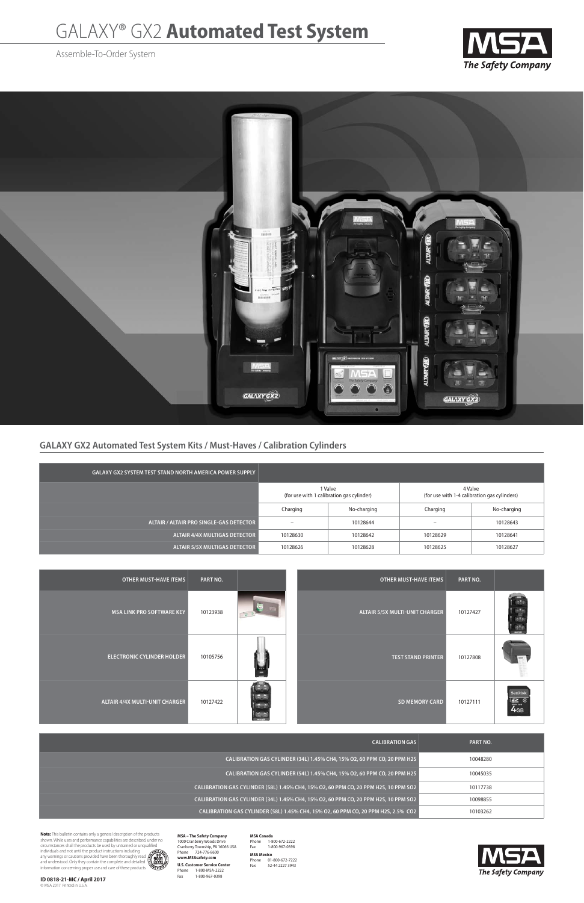# GALAXY® GX2 **Automated Test System**

Assemble-To-Order System

## GALAXY GX2 Automated Test System Kits / Must-Haves / Calibration Cylinders

| GALAXY GX2 SYSTEM TEST STAND NORTH AMERICA POWER SUPPLY | | | | |
|---|---|---|---|---|
| | 1 Valve (for use with 1 calibration gas cylinder) | | 4 Valve (for use with 1-4 calibration gas cylinders) | |
| | Charging | No-charging | Charging | No-charging |
| ALTAIR / ALTAIR PRO SINGLE-GAS DETECTOR | – | 10128644 | – | 10128643 |
| ALTAIR 4/4X MULTIGAS DETECTOR | 10128630 | 10128642 | 10128629 | 10128641 |
| ALTAIR 5/5X MULTIGAS DETECTOR | 10128626 | 10128628 | 10128625 | 10128627 |

| OTHER MUST-HAVE ITEMS | PART NO. |
|---|---|
| MSA LINK PRO SOFTWARE KEY | 10123938 |
| ELECTRONIC CYLINDER HOLDER | 10105756 |
| ALTAIR 4/4X MULTI-UNIT CHARGER | 10127422 |

| OTHER MUST-HAVE ITEMS | PART NO. |
|---|---|
| ALTAIR 5/5X MULTI-UNIT CHARGER | 10127427 |
| TEST STAND PRINTER | 10127808 |
| SD MEMORY CARD | 10127111 |

| CALIBRATION GAS | PART NO. |
|---|---|
| CALIBRATION GAS CYLINDER (34L) 1.45% CH4, 15% O2, 60 PPM CO, 20 PPM H2S | 10048280 |
| CALIBRATION GAS CYLINDER (54L) 1.45% CH4, 15% O2, 60 PPM CO, 20 PPM H2S | 10045035 |
| CALIBRATION GAS CYLINDER (58L) 1.45% CH4, 15% O2, 60 PPM CO, 20 PPM H2S, 10 PPM SO2 | 10117738 |
| CALIBRATION GAS CYLINDER (34L) 1.45% CH4, 15% O2, 60 PPM CO, 20 PPM H2S, 10 PPM SO2 | 10098855 |
| CALIBRATION GAS CYLINDER (58L) 1.45% CH4, 15% O2, 60 PPM CO, 20 PPM H2S, 2.5% CO2 | 10103262 |

**Note:** This bulletin contains only a general description of the products shown. While uses and performance capabilities are described, under no circumstances shall the products be used by untrained or unqualified individuals and not until the product instructions including any warnings or cautions provided have been thoroughly read and understood. Only they contain the complete and detailed information concerning proper use and care of these products.

**ID 0818-21-MC / April 2017**
© MSA 2017 Printed in U.S.A.

**MSA – The Safety Company**
1000 Cranberry Woods Drive
Cranberry Township, PA 16066 USA
Phone 724-776-8600
**www.MSAsafety.com**

**U.S. Customer Service Center**
Phone 1-800-MSA-2222
Fax 1-800-967-0398

**MSA Canada**
Phone 1-800-672-2222
Fax 1-800-967-0398

**MSA Mexico**
Phone 01-800-672-7222
Fax 52-44 2227 3943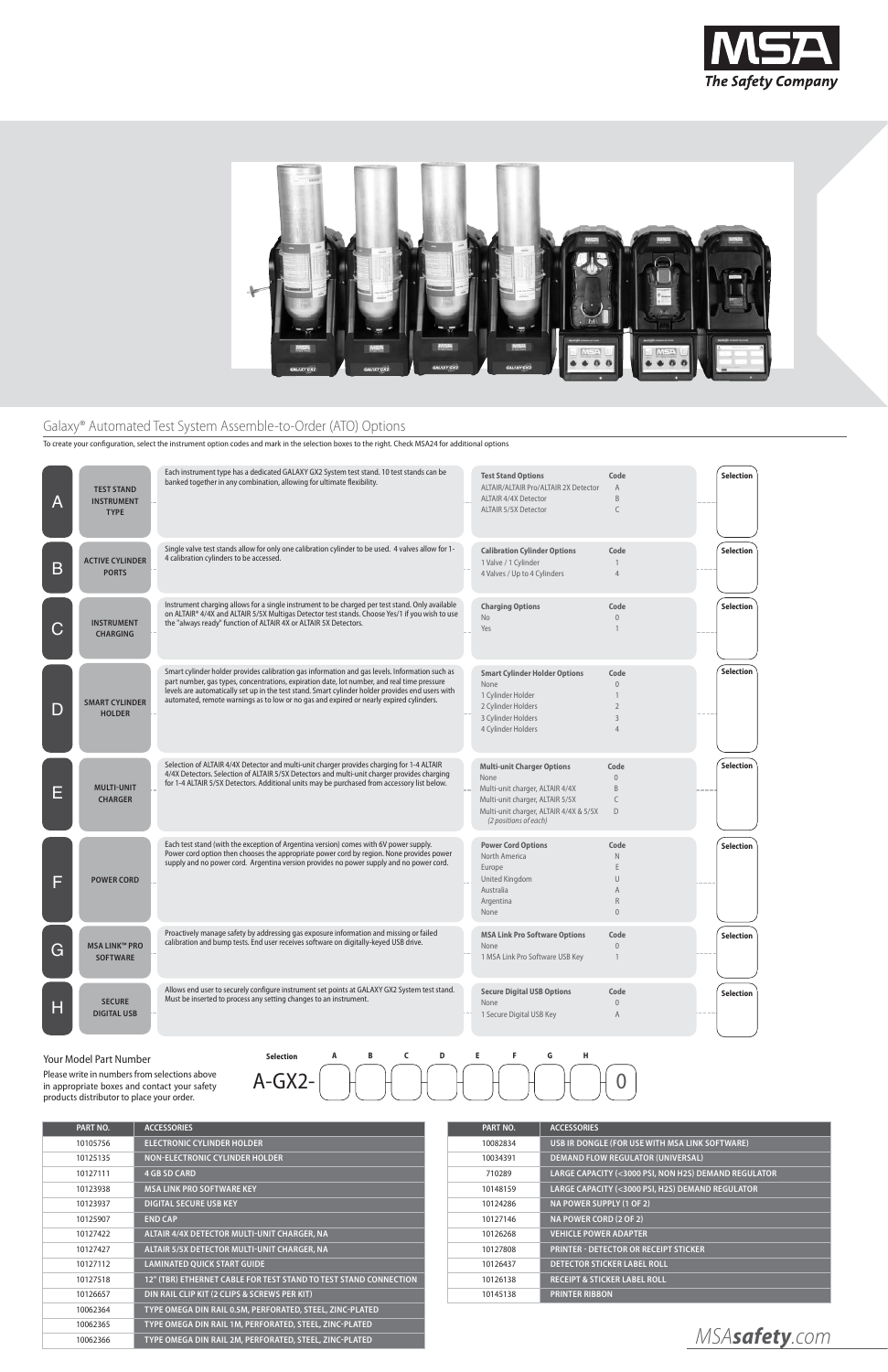# Galaxy® Automated Test System Assemble-to-Order (ATO) Options

To create your configuration, select the instrument option codes and mark in the selection boxes to the right. Check MSA24 for additional options

## A — TEST STAND INSTRUMENT TYPE

Each instrument type has a dedicated GALAXY GX2 System test stand. 10 test stands can be banked together in any combination, allowing for ultimate flexibility.

| Test Stand Options | Code |
|---|---|
| ALTAIR/ALTAIR Pro/ALTAIR 2X Detector | A |
| ALTAIR 4/4X Detector | B |
| ALTAIR 5/5X Detector | C |

Selection

## B — ACTIVE CYLINDER PORTS

Single valve test stands allow for only one calibration cylinder to be used. 4 valves allow for 1-4 calibration cylinders to be accessed.

| Calibration Cylinder Options | Code |
|---|---|
| 1 Valve / 1 Cylinder | 1 |
| 4 Valves / Up to 4 Cylinders | 4 |

Selection

## C — INSTRUMENT CHARGING

Instrument charging allows for a single instrument to be charged per test stand. Only available on ALTAIR® 4/4X and ALTAIR 5/5X Multigas Detector test stands. Choose Yes/1 if you wish to use the "always ready" function of ALTAIR 4X or ALTAIR 5X Detectors.

| Charging Options | Code |
|---|---|
| No | 0 |
| Yes | 1 |

Selection

## D — SMART CYLINDER HOLDER

Smart cylinder holder provides calibration gas information and gas levels. Information such as part number, gas types, concentrations, expiration date, lot number, and real time pressure levels are automatically set up in the test stand. Smart cylinder holder provides end users with automated, remote warnings as to low or no gas and expired or nearly expired cylinders.

| Smart Cylinder Holder Options | Code |
|---|---|
| None | 0 |
| 1 Cylinder Holder | 1 |
| 2 Cylinder Holders | 2 |
| 3 Cylinder Holders | 3 |
| 4 Cylinder Holders | 4 |

Selection

## E — MULTI-UNIT CHARGER

Selection of ALTAIR 4/4X Detector and multi-unit charger provides charging for 1-4 ALTAIR 4/4X Detectors. Selection of ALTAIR 5/5X Detectors and multi-unit charger provides charging for 1-4 ALTAIR 5/5X Detectors. Additional units may be purchased from accessory list below.

| Multi-unit Charger Options | Code |
|---|---|
| None | 0 |
| Multi-unit charger, ALTAIR 4/4X | B |
| Multi-unit charger, ALTAIR 5/5X | C |
| Multi-unit charger, ALTAIR 4/4X & 5/5X *(2 positions of each)* | D |

Selection

## F — POWER CORD

Each test stand (with the exception of Argentina version) comes with 6V power supply. Power cord option then chooses the appropriate power cord by region. None provides power supply and no power cord. Argentina version provides no power supply and no power cord.

| Power Cord Options | Code |
|---|---|
| North America | N |
| Europe | E |
| United Kingdom | U |
| Australia | A |
| Argentina | R |
| None | 0 |

Selection

## G — MSA LINK™ PRO SOFTWARE

Proactively manage safety by addressing gas exposure information and missing or failed calibration and bump tests. End user receives software on digitally-keyed USB drive.

| MSA Link Pro Software Options | Code |
|---|---|
| None | 0 |
| 1 MSA Link Pro Software USB Key | 1 |

Selection

## H — SECURE DIGITAL USB

Allows end user to securely configure instrument set points at GALAXY GX2 System test stand. Must be inserted to process any setting changes to an instrument.

| Secure Digital USB Options | Code |
|---|---|
| None | 0 |
| 1 Secure Digital USB Key | A |

Selection

## Your Model Part Number

Please write in numbers from selections above in appropriate boxes and contact your safety products distributor to place your order.

| | Selection A | B | C | D | E | F | G | H | |
|---|---|---|---|---|---|---|---|---|---|
| A-GX2- | | | | | | | | | 0 |

| PART NO. | ACCESSORIES |
|---|---|
| 10105756 | ELECTRONIC CYLINDER HOLDER |
| 10125135 | NON-ELECTRONIC CYLINDER HOLDER |
| 10127111 | 4 GB SD CARD |
| 10123938 | MSA LINK PRO SOFTWARE KEY |
| 10123937 | DIGITAL SECURE USB KEY |
| 10125907 | END CAP |
| 10127422 | ALTAIR 4/4X DETECTOR MULTI-UNIT CHARGER, NA |
| 10127427 | ALTAIR 5/5X DETECTOR MULTI-UNIT CHARGER, NA |
| 10127112 | LAMINATED QUICK START GUIDE |
| 10127518 | 12" (TBR) ETHERNET CABLE FOR TEST STAND TO TEST STAND CONNECTION |
| 10126657 | DIN RAIL CLIP KIT (2 CLIPS & SCREWS PER KIT) |
| 10062364 | TYPE OMEGA DIN RAIL 0.5M, PERFORATED, STEEL, ZINC-PLATED |
| 10062365 | TYPE OMEGA DIN RAIL 1M, PERFORATED, STEEL, ZINC-PLATED |
| 10062366 | TYPE OMEGA DIN RAIL 2M, PERFORATED, STEEL, ZINC-PLATED |

| PART NO. | ACCESSORIES |
|---|---|
| 10082834 | USB IR DONGLE (FOR USE WITH MSA LINK SOFTWARE) |
| 10034391 | DEMAND FLOW REGULATOR (UNIVERSAL) |
| 710289 | LARGE CAPACITY (<3000 PSI, NON H2S) DEMAND REGULATOR |
| 10148159 | LARGE CAPACITY (<3000 PSI, H2S) DEMAND REGULATOR |
| 10124286 | NA POWER SUPPLY (1 OF 2) |
| 10127146 | NA POWER CORD (2 OF 2) |
| 10126268 | VEHICLE POWER ADAPTER |
| 10127808 | PRINTER - DETECTOR OR RECEIPT STICKER |
| 10126437 | DETECTOR STICKER LABEL ROLL |
| 10126138 | RECEIPT & STICKER LABEL ROLL |
| 10145138 | PRINTER RIBBON |

MSA*safety*.com